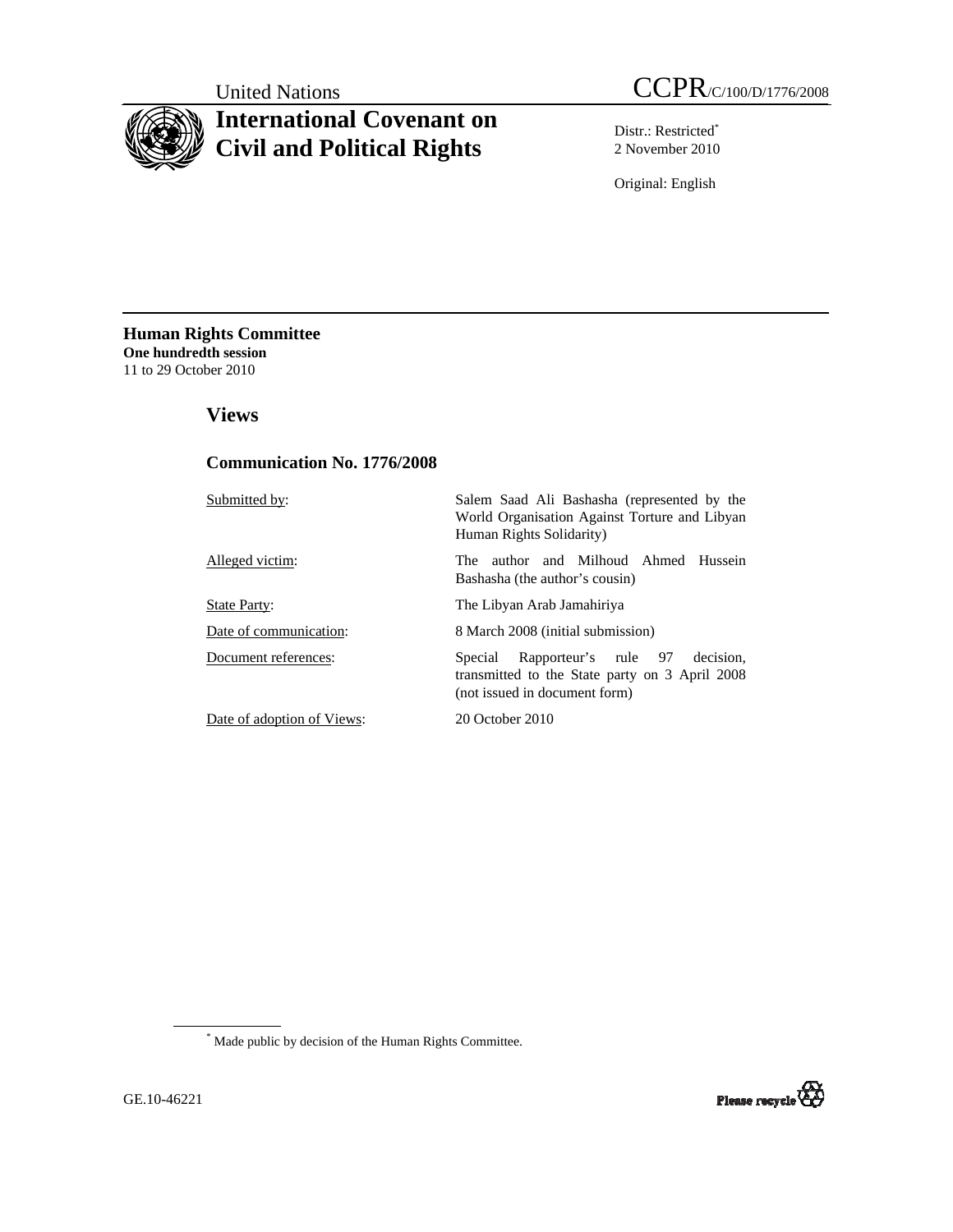United Nations

CCPR/C/100/D/1776/2008

# International Covenant on Civil and Political Rights

Distr.: Restricted*
2 November 2010

Original: English

**Human Rights Committee**
**One hundredth session**
11 to 29 October 2010

## Views

### Communication No. 1776/2008

| | |
|---|---|
| Submitted by: | Salem Saad Ali Bashasha (represented by the World Organisation Against Torture and Libyan Human Rights Solidarity) |
| Alleged victim: | The author and Milhoud Ahmed Hussein Bashasha (the author's cousin) |
| State Party: | The Libyan Arab Jamahiriya |
| Date of communication: | 8 March 2008 (initial submission) |
| Document references: | Special Rapporteur's rule 97 decision, transmitted to the State party on 3 April 2008 (not issued in document form) |
| Date of adoption of Views: | 20 October 2010 |

\* Made public by decision of the Human Rights Committee.

GE.10-46221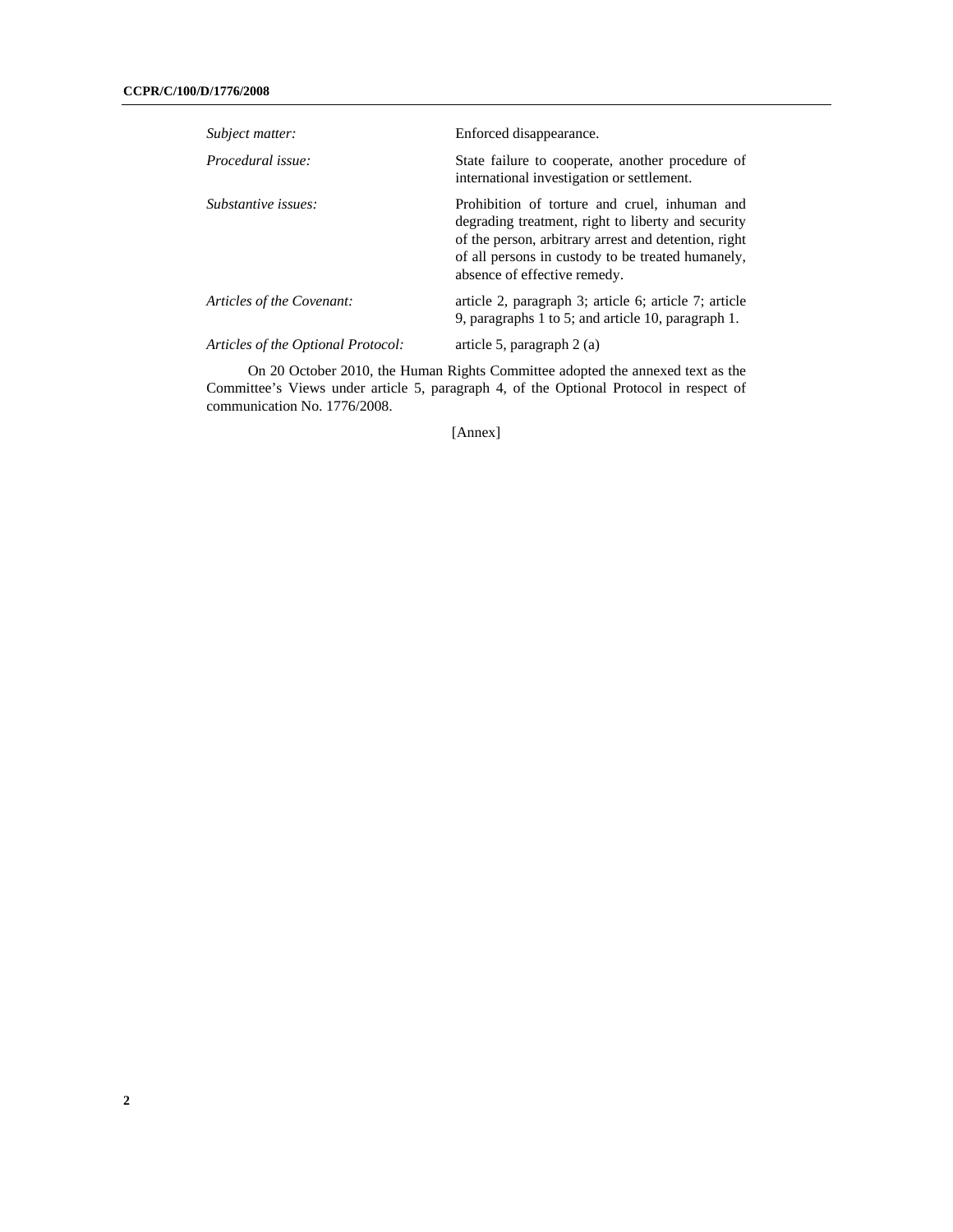| | |
|---|---|
| *Subject matter:* | Enforced disappearance. |
| *Procedural issue:* | State failure to cooperate, another procedure of international investigation or settlement. |
| *Substantive issues:* | Prohibition of torture and cruel, inhuman and degrading treatment, right to liberty and security of the person, arbitrary arrest and detention, right of all persons in custody to be treated humanely, absence of effective remedy. |
| *Articles of the Covenant:* | article 2, paragraph 3; article 6; article 7; article 9, paragraphs 1 to 5; and article 10, paragraph 1. |
| *Articles of the Optional Protocol:* | article 5, paragraph 2 (a) |

On 20 October 2010, the Human Rights Committee adopted the annexed text as the Committee's Views under article 5, paragraph 4, of the Optional Protocol in respect of communication No. 1776/2008.

[Annex]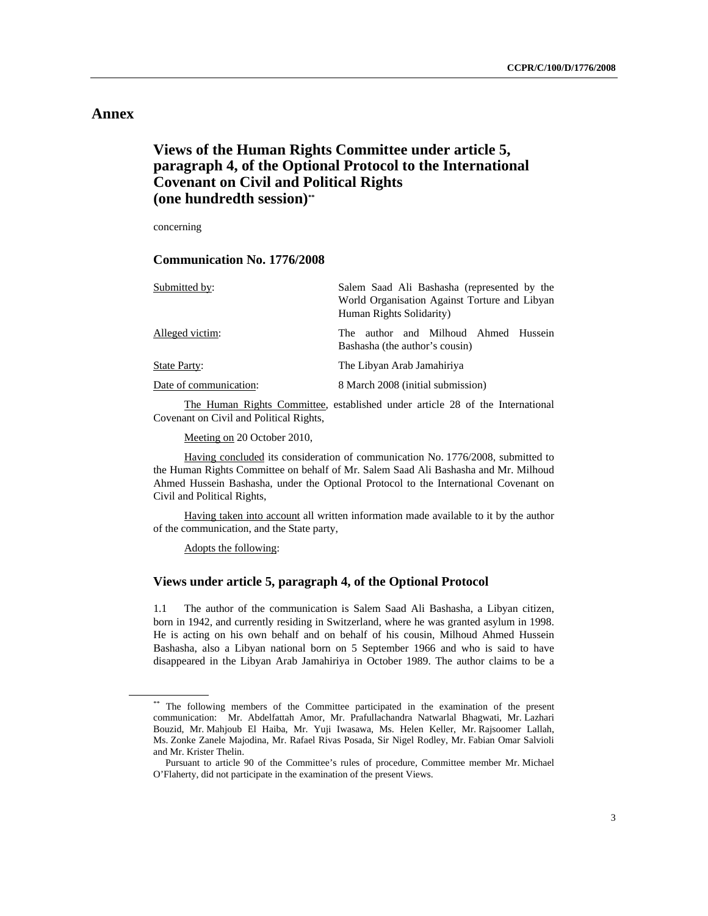# Annex

## Views of the Human Rights Committee under article 5, paragraph 4, of the Optional Protocol to the International Covenant on Civil and Political Rights (one hundredth session)[**]

concerning

### Communication No. 1776/2008

| | |
|---|---|
| Submitted by: | Salem Saad Ali Bashasha (represented by the World Organisation Against Torture and Libyan Human Rights Solidarity) |
| Alleged victim: | The author and Milhoud Ahmed Hussein Bashasha (the author's cousin) |
| State Party: | The Libyan Arab Jamahiriya |
| Date of communication: | 8 March 2008 (initial submission) |

The Human Rights Committee, established under article 28 of the International Covenant on Civil and Political Rights,

Meeting on 20 October 2010,

Having concluded its consideration of communication No. 1776/2008, submitted to the Human Rights Committee on behalf of Mr. Salem Saad Ali Bashasha and Mr. Milhoud Ahmed Hussein Bashasha, under the Optional Protocol to the International Covenant on Civil and Political Rights,

Having taken into account all written information made available to it by the author of the communication, and the State party,

Adopts the following:

### Views under article 5, paragraph 4, of the Optional Protocol

1.1 The author of the communication is Salem Saad Ali Bashasha, a Libyan citizen, born in 1942, and currently residing in Switzerland, where he was granted asylum in 1998. He is acting on his own behalf and on behalf of his cousin, Milhoud Ahmed Hussein Bashasha, also a Libyan national born on 5 September 1966 and who is said to have disappeared in the Libyan Arab Jamahiriya in October 1989. The author claims to be a

---

[**] The following members of the Committee participated in the examination of the present communication: Mr. Abdelfattah Amor, Mr. Prafullachandra Natwarlal Bhagwati, Mr. Lazhari Bouzid, Mr. Mahjoub El Haiba, Mr. Yuji Iwasawa, Ms. Helen Keller, Mr. Rajsoomer Lallah, Ms. Zonke Zanele Majodina, Mr. Rafael Rivas Posada, Sir Nigel Rodley, Mr. Fabian Omar Salvioli and Mr. Krister Thelin.

Pursuant to article 90 of the Committee's rules of procedure, Committee member Mr. Michael O'Flaherty, did not participate in the examination of the present Views.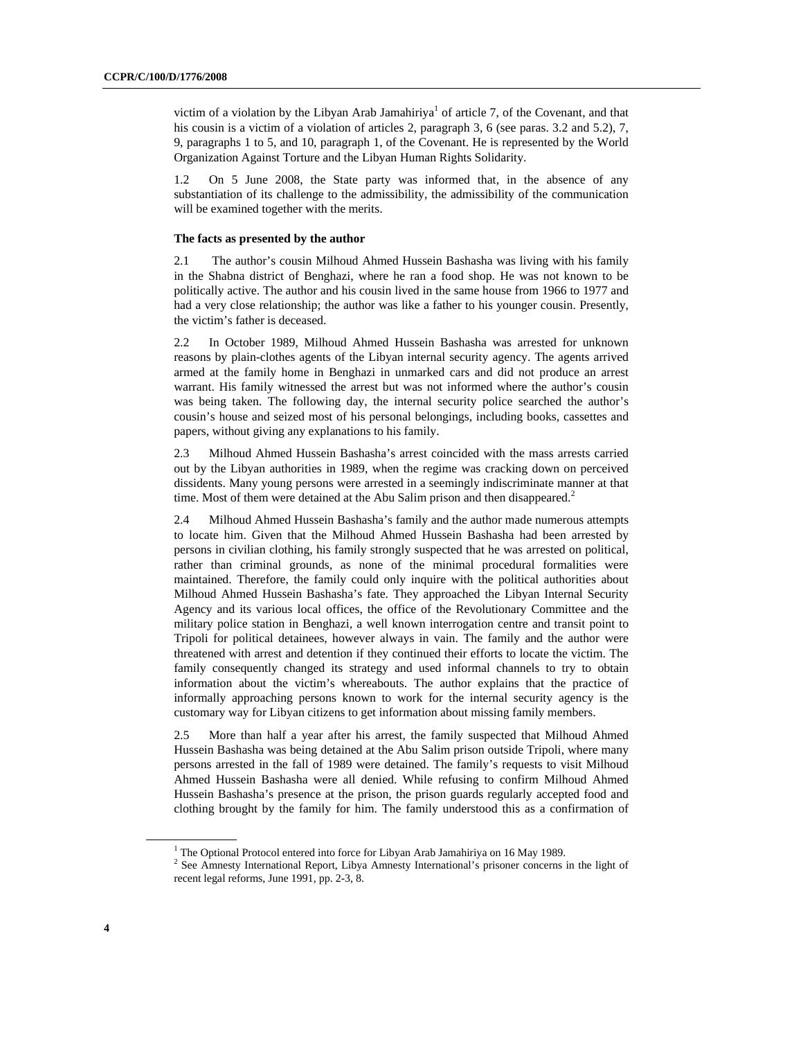victim of a violation by the Libyan Arab Jamahiriya[1] of article 7, of the Covenant, and that his cousin is a victim of a violation of articles 2, paragraph 3, 6 (see paras. 3.2 and 5.2), 7, 9, paragraphs 1 to 5, and 10, paragraph 1, of the Covenant. He is represented by the World Organization Against Torture and the Libyan Human Rights Solidarity.

1.2 On 5 June 2008, the State party was informed that, in the absence of any substantiation of its challenge to the admissibility, the admissibility of the communication will be examined together with the merits.

**The facts as presented by the author**

2.1 The author's cousin Milhoud Ahmed Hussein Bashasha was living with his family in the Shabna district of Benghazi, where he ran a food shop. He was not known to be politically active. The author and his cousin lived in the same house from 1966 to 1977 and had a very close relationship; the author was like a father to his younger cousin. Presently, the victim's father is deceased.

2.2 In October 1989, Milhoud Ahmed Hussein Bashasha was arrested for unknown reasons by plain-clothes agents of the Libyan internal security agency. The agents arrived armed at the family home in Benghazi in unmarked cars and did not produce an arrest warrant. His family witnessed the arrest but was not informed where the author's cousin was being taken. The following day, the internal security police searched the author's cousin's house and seized most of his personal belongings, including books, cassettes and papers, without giving any explanations to his family.

2.3 Milhoud Ahmed Hussein Bashasha's arrest coincided with the mass arrests carried out by the Libyan authorities in 1989, when the regime was cracking down on perceived dissidents. Many young persons were arrested in a seemingly indiscriminate manner at that time. Most of them were detained at the Abu Salim prison and then disappeared.[2]

2.4 Milhoud Ahmed Hussein Bashasha's family and the author made numerous attempts to locate him. Given that the Milhoud Ahmed Hussein Bashasha had been arrested by persons in civilian clothing, his family strongly suspected that he was arrested on political, rather than criminal grounds, as none of the minimal procedural formalities were maintained. Therefore, the family could only inquire with the political authorities about Milhoud Ahmed Hussein Bashasha's fate. They approached the Libyan Internal Security Agency and its various local offices, the office of the Revolutionary Committee and the military police station in Benghazi, a well known interrogation centre and transit point to Tripoli for political detainees, however always in vain. The family and the author were threatened with arrest and detention if they continued their efforts to locate the victim. The family consequently changed its strategy and used informal channels to try to obtain information about the victim's whereabouts. The author explains that the practice of informally approaching persons known to work for the internal security agency is the customary way for Libyan citizens to get information about missing family members.

2.5 More than half a year after his arrest, the family suspected that Milhoud Ahmed Hussein Bashasha was being detained at the Abu Salim prison outside Tripoli, where many persons arrested in the fall of 1989 were detained. The family's requests to visit Milhoud Ahmed Hussein Bashasha were all denied. While refusing to confirm Milhoud Ahmed Hussein Bashasha's presence at the prison, the prison guards regularly accepted food and clothing brought by the family for him. The family understood this as a confirmation of

[1] The Optional Protocol entered into force for Libyan Arab Jamahiriya on 16 May 1989.

[2] See Amnesty International Report, Libya Amnesty International's prisoner concerns in the light of recent legal reforms, June 1991, pp. 2-3, 8.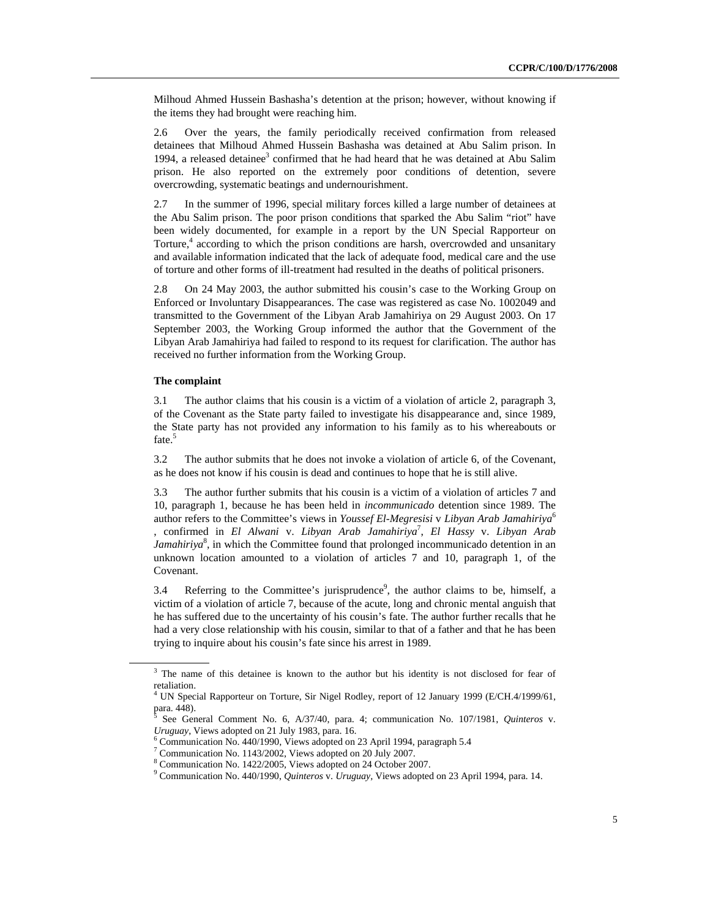Milhoud Ahmed Hussein Bashasha's detention at the prison; however, without knowing if the items they had brought were reaching him.

2.6 Over the years, the family periodically received confirmation from released detainees that Milhoud Ahmed Hussein Bashasha was detained at Abu Salim prison. In 1994, a released detainee[3] confirmed that he had heard that he was detained at Abu Salim prison. He also reported on the extremely poor conditions of detention, severe overcrowding, systematic beatings and undernourishment.

2.7 In the summer of 1996, special military forces killed a large number of detainees at the Abu Salim prison. The poor prison conditions that sparked the Abu Salim "riot" have been widely documented, for example in a report by the UN Special Rapporteur on Torture,[4] according to which the prison conditions are harsh, overcrowded and unsanitary and available information indicated that the lack of adequate food, medical care and the use of torture and other forms of ill-treatment had resulted in the deaths of political prisoners.

2.8 On 24 May 2003, the author submitted his cousin's case to the Working Group on Enforced or Involuntary Disappearances. The case was registered as case No. 1002049 and transmitted to the Government of the Libyan Arab Jamahiriya on 29 August 2003. On 17 September 2003, the Working Group informed the author that the Government of the Libyan Arab Jamahiriya had failed to respond to its request for clarification. The author has received no further information from the Working Group.

**The complaint**

3.1 The author claims that his cousin is a victim of a violation of article 2, paragraph 3, of the Covenant as the State party failed to investigate his disappearance and, since 1989, the State party has not provided any information to his family as to his whereabouts or fate.[5]

3.2 The author submits that he does not invoke a violation of article 6, of the Covenant, as he does not know if his cousin is dead and continues to hope that he is still alive.

3.3 The author further submits that his cousin is a victim of a violation of articles 7 and 10, paragraph 1, because he has been held in *incommunicado* detention since 1989. The author refers to the Committee's views in *Youssef El-Megresisi* v *Libyan Arab Jamahiriya*[6], confirmed in *El Alwani* v. *Libyan Arab Jamahiriya*[7], *El Hassy* v. *Libyan Arab Jamahiriya*[8], in which the Committee found that prolonged incommunicado detention in an unknown location amounted to a violation of articles 7 and 10, paragraph 1, of the Covenant.

3.4 Referring to the Committee's jurisprudence[9], the author claims to be, himself, a victim of a violation of article 7, because of the acute, long and chronic mental anguish that he has suffered due to the uncertainty of his cousin's fate. The author further recalls that he had a very close relationship with his cousin, similar to that of a father and that he has been trying to inquire about his cousin's fate since his arrest in 1989.

[3] The name of this detainee is known to the author but his identity is not disclosed for fear of retaliation.

[4] UN Special Rapporteur on Torture, Sir Nigel Rodley, report of 12 January 1999 (E/CN.4/1999/61, para. 448).

[5] See General Comment No. 6, A/37/40, para. 4; communication No. 107/1981, *Quinteros* v. *Uruguay*, Views adopted on 21 July 1983, para. 16.

[6] Communication No. 440/1990, Views adopted on 23 April 1994, paragraph 5.4

[7] Communication No. 1143/2002, Views adopted on 20 July 2007.

[8] Communication No. 1422/2005, Views adopted on 24 October 2007.

[9] Communication No. 440/1990, *Quinteros* v. *Uruguay*, Views adopted on 23 April 1994, para. 14.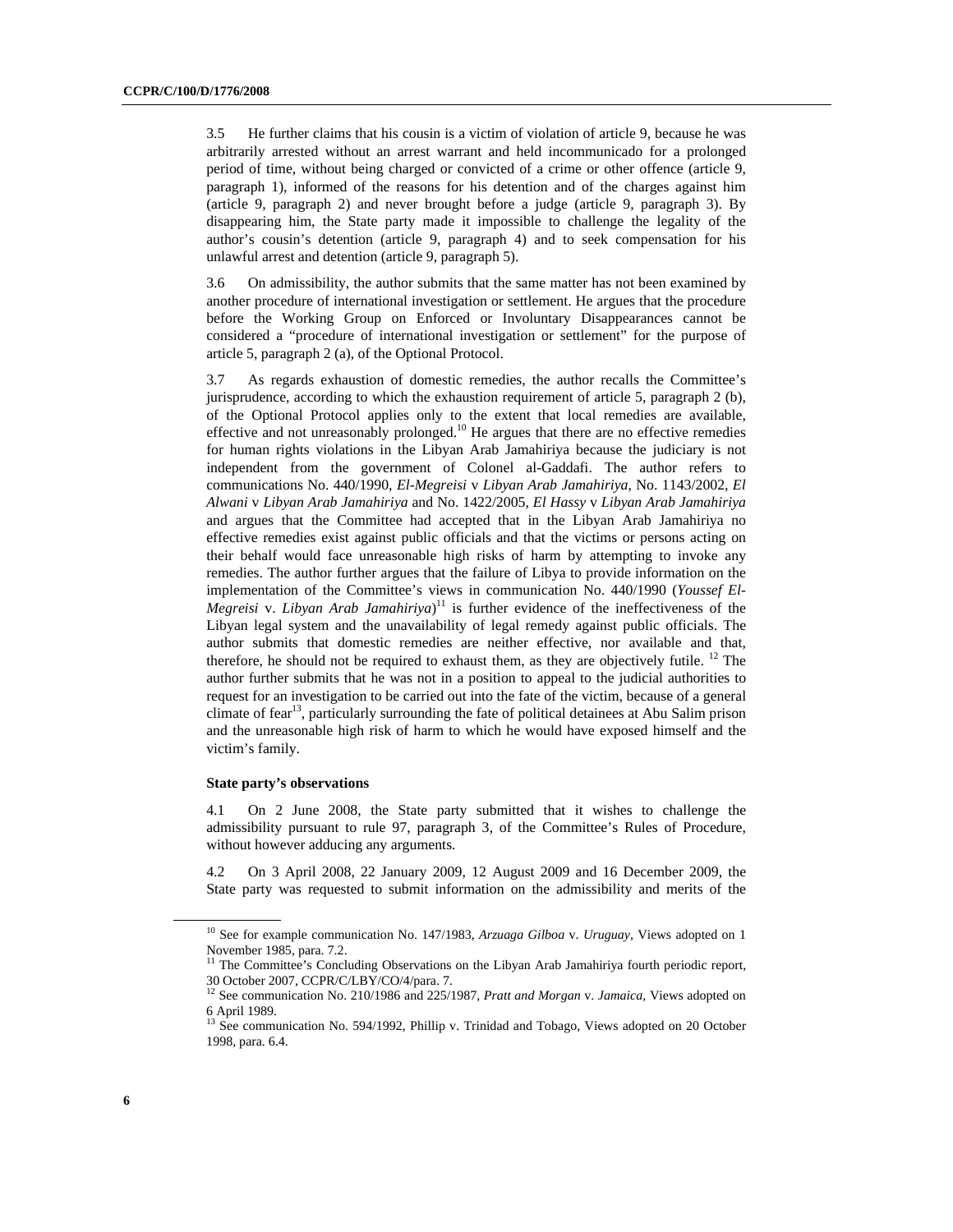3.5 He further claims that his cousin is a victim of violation of article 9, because he was arbitrarily arrested without an arrest warrant and held incommunicado for a prolonged period of time, without being charged or convicted of a crime or other offence (article 9, paragraph 1), informed of the reasons for his detention and of the charges against him (article 9, paragraph 2) and never brought before a judge (article 9, paragraph 3). By disappearing him, the State party made it impossible to challenge the legality of the author's cousin's detention (article 9, paragraph 4) and to seek compensation for his unlawful arrest and detention (article 9, paragraph 5).

3.6 On admissibility, the author submits that the same matter has not been examined by another procedure of international investigation or settlement. He argues that the procedure before the Working Group on Enforced or Involuntary Disappearances cannot be considered a "procedure of international investigation or settlement" for the purpose of article 5, paragraph 2 (a), of the Optional Protocol.

3.7 As regards exhaustion of domestic remedies, the author recalls the Committee's jurisprudence, according to which the exhaustion requirement of article 5, paragraph 2 (b), of the Optional Protocol applies only to the extent that local remedies are available, effective and not unreasonably prolonged.[10] He argues that there are no effective remedies for human rights violations in the Libyan Arab Jamahiriya because the judiciary is not independent from the government of Colonel al-Gaddafi. The author refers to communications No. 440/1990, *El-Megreisi* v *Libyan Arab Jamahiriya*, No. 1143/2002, *El Alwani* v *Libyan Arab Jamahiriya* and No. 1422/2005, *El Hassy* v *Libyan Arab Jamahiriya* and argues that the Committee had accepted that in the Libyan Arab Jamahiriya no effective remedies exist against public officials and that the victims or persons acting on their behalf would face unreasonable high risks of harm by attempting to invoke any remedies. The author further argues that the failure of Libya to provide information on the implementation of the Committee's views in communication No. 440/1990 (*Youssef El-Megreisi* v. *Libyan Arab Jamahiriya*)[11] is further evidence of the ineffectiveness of the Libyan legal system and the unavailability of legal remedy against public officials. The author submits that domestic remedies are neither effective, nor available and that, therefore, he should not be required to exhaust them, as they are objectively futile.[12] The author further submits that he was not in a position to appeal to the judicial authorities to request for an investigation to be carried out into the fate of the victim, because of a general climate of fear[13], particularly surrounding the fate of political detainees at Abu Salim prison and the unreasonable high risk of harm to which he would have exposed himself and the victim's family.

**State party's observations**

4.1 On 2 June 2008, the State party submitted that it wishes to challenge the admissibility pursuant to rule 97, paragraph 3, of the Committee's Rules of Procedure, without however adducing any arguments.

4.2 On 3 April 2008, 22 January 2009, 12 August 2009 and 16 December 2009, the State party was requested to submit information on the admissibility and merits of the

---

[10] See for example communication No. 147/1983, *Arzuaga Gilboa* v. *Uruguay*, Views adopted on 1 November 1985, para. 7.2.

[11] The Committee's Concluding Observations on the Libyan Arab Jamahiriya fourth periodic report, 30 October 2007, CCPR/C/LBY/CO/4/para. 7.

[12] See communication No. 210/1986 and 225/1987, *Pratt and Morgan* v. *Jamaica*, Views adopted on 6 April 1989.

[13] See communication No. 594/1992, Phillip v. Trinidad and Tobago, Views adopted on 20 October 1998, para. 6.4.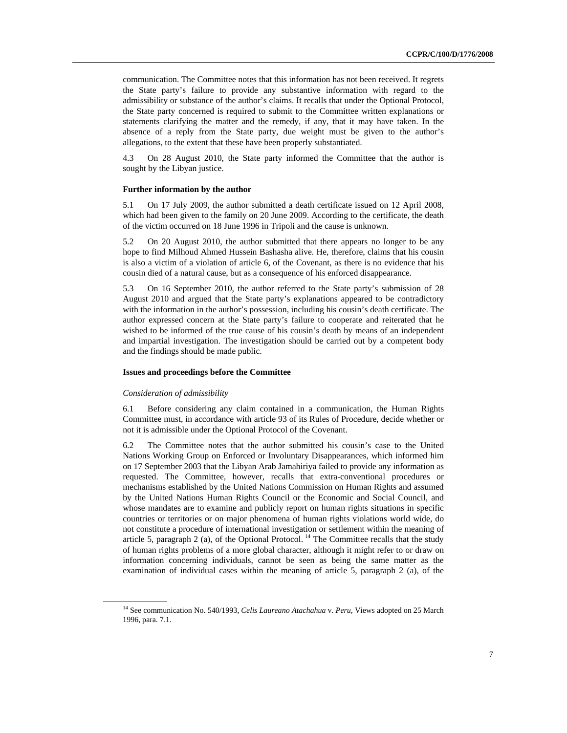communication. The Committee notes that this information has not been received. It regrets the State party's failure to provide any substantive information with regard to the admissibility or substance of the author's claims. It recalls that under the Optional Protocol, the State party concerned is required to submit to the Committee written explanations or statements clarifying the matter and the remedy, if any, that it may have taken. In the absence of a reply from the State party, due weight must be given to the author's allegations, to the extent that these have been properly substantiated.

4.3 On 28 August 2010, the State party informed the Committee that the author is sought by the Libyan justice.

**Further information by the author**

5.1 On 17 July 2009, the author submitted a death certificate issued on 12 April 2008, which had been given to the family on 20 June 2009. According to the certificate, the death of the victim occurred on 18 June 1996 in Tripoli and the cause is unknown.

5.2 On 20 August 2010, the author submitted that there appears no longer to be any hope to find Milhoud Ahmed Hussein Bashasha alive. He, therefore, claims that his cousin is also a victim of a violation of article 6, of the Covenant, as there is no evidence that his cousin died of a natural cause, but as a consequence of his enforced disappearance.

5.3 On 16 September 2010, the author referred to the State party's submission of 28 August 2010 and argued that the State party's explanations appeared to be contradictory with the information in the author's possession, including his cousin's death certificate. The author expressed concern at the State party's failure to cooperate and reiterated that he wished to be informed of the true cause of his cousin's death by means of an independent and impartial investigation. The investigation should be carried out by a competent body and the findings should be made public.

**Issues and proceedings before the Committee**

*Consideration of admissibility*

6.1 Before considering any claim contained in a communication, the Human Rights Committee must, in accordance with article 93 of its Rules of Procedure, decide whether or not it is admissible under the Optional Protocol of the Covenant.

6.2 The Committee notes that the author submitted his cousin's case to the United Nations Working Group on Enforced or Involuntary Disappearances, which informed him on 17 September 2003 that the Libyan Arab Jamahiriya failed to provide any information as requested. The Committee, however, recalls that extra-conventional procedures or mechanisms established by the United Nations Commission on Human Rights and assumed by the United Nations Human Rights Council or the Economic and Social Council, and whose mandates are to examine and publicly report on human rights situations in specific countries or territories or on major phenomena of human rights violations world wide, do not constitute a procedure of international investigation or settlement within the meaning of article 5, paragraph 2 (a), of the Optional Protocol. [14] The Committee recalls that the study of human rights problems of a more global character, although it might refer to or draw on information concerning individuals, cannot be seen as being the same matter as the examination of individual cases within the meaning of article 5, paragraph 2 (a), of the

[14] See communication No. 540/1993, *Celis Laureano Atachahua* v. *Peru*, Views adopted on 25 March 1996, para. 7.1.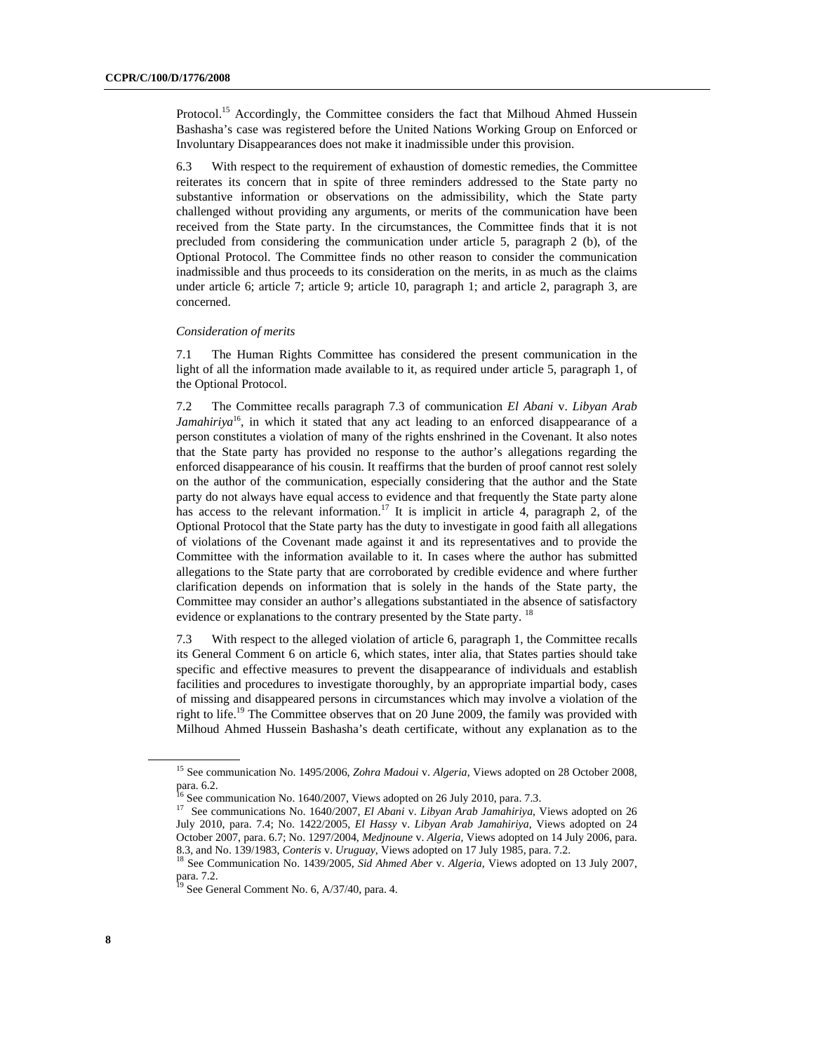Protocol.[15] Accordingly, the Committee considers the fact that Milhoud Ahmed Hussein Bashasha's case was registered before the United Nations Working Group on Enforced or Involuntary Disappearances does not make it inadmissible under this provision.

6.3 With respect to the requirement of exhaustion of domestic remedies, the Committee reiterates its concern that in spite of three reminders addressed to the State party no substantive information or observations on the admissibility, which the State party challenged without providing any arguments, or merits of the communication have been received from the State party. In the circumstances, the Committee finds that it is not precluded from considering the communication under article 5, paragraph 2 (b), of the Optional Protocol. The Committee finds no other reason to consider the communication inadmissible and thus proceeds to its consideration on the merits, in as much as the claims under article 6; article 7; article 9; article 10, paragraph 1; and article 2, paragraph 3, are concerned.

*Consideration of merits*

7.1 The Human Rights Committee has considered the present communication in the light of all the information made available to it, as required under article 5, paragraph 1, of the Optional Protocol.

7.2 The Committee recalls paragraph 7.3 of communication *El Abani* v. *Libyan Arab Jamahiriya*[16], in which it stated that any act leading to an enforced disappearance of a person constitutes a violation of many of the rights enshrined in the Covenant. It also notes that the State party has provided no response to the author's allegations regarding the enforced disappearance of his cousin. It reaffirms that the burden of proof cannot rest solely on the author of the communication, especially considering that the author and the State party do not always have equal access to evidence and that frequently the State party alone has access to the relevant information.[17] It is implicit in article 4, paragraph 2, of the Optional Protocol that the State party has the duty to investigate in good faith all allegations of violations of the Covenant made against it and its representatives and to provide the Committee with the information available to it. In cases where the author has submitted allegations to the State party that are corroborated by credible evidence and where further clarification depends on information that is solely in the hands of the State party, the Committee may consider an author's allegations substantiated in the absence of satisfactory evidence or explanations to the contrary presented by the State party. [18]

7.3 With respect to the alleged violation of article 6, paragraph 1, the Committee recalls its General Comment 6 on article 6, which states, inter alia, that States parties should take specific and effective measures to prevent the disappearance of individuals and establish facilities and procedures to investigate thoroughly, by an appropriate impartial body, cases of missing and disappeared persons in circumstances which may involve a violation of the right to life.[19] The Committee observes that on 20 June 2009, the family was provided with Milhoud Ahmed Hussein Bashasha's death certificate, without any explanation as to the

---

[15] See communication No. 1495/2006, *Zohra Madoui* v. *Algeria*, Views adopted on 28 October 2008, para. 6.2.

[16] See communication No. 1640/2007, Views adopted on 26 July 2010, para. 7.3.

[17] See communications No. 1640/2007, *El Abani* v. *Libyan Arab Jamahiriya*, Views adopted on 26 July 2010, para. 7.4; No. 1422/2005, *El Hassy* v. *Libyan Arab Jamahiriya*, Views adopted on 24 October 2007, para. 6.7; No. 1297/2004, *Medjnoune* v. *Algeria*, Views adopted on 14 July 2006, para. 8.3, and No. 139/1983, *Conteris* v. *Uruguay*, Views adopted on 17 July 1985, para. 7.2.

[18] See Communication No. 1439/2005, *Sid Ahmed Aber* v. *Algeria*, Views adopted on 13 July 2007, para. 7.2.

[19] See General Comment No. 6, A/37/40, para. 4.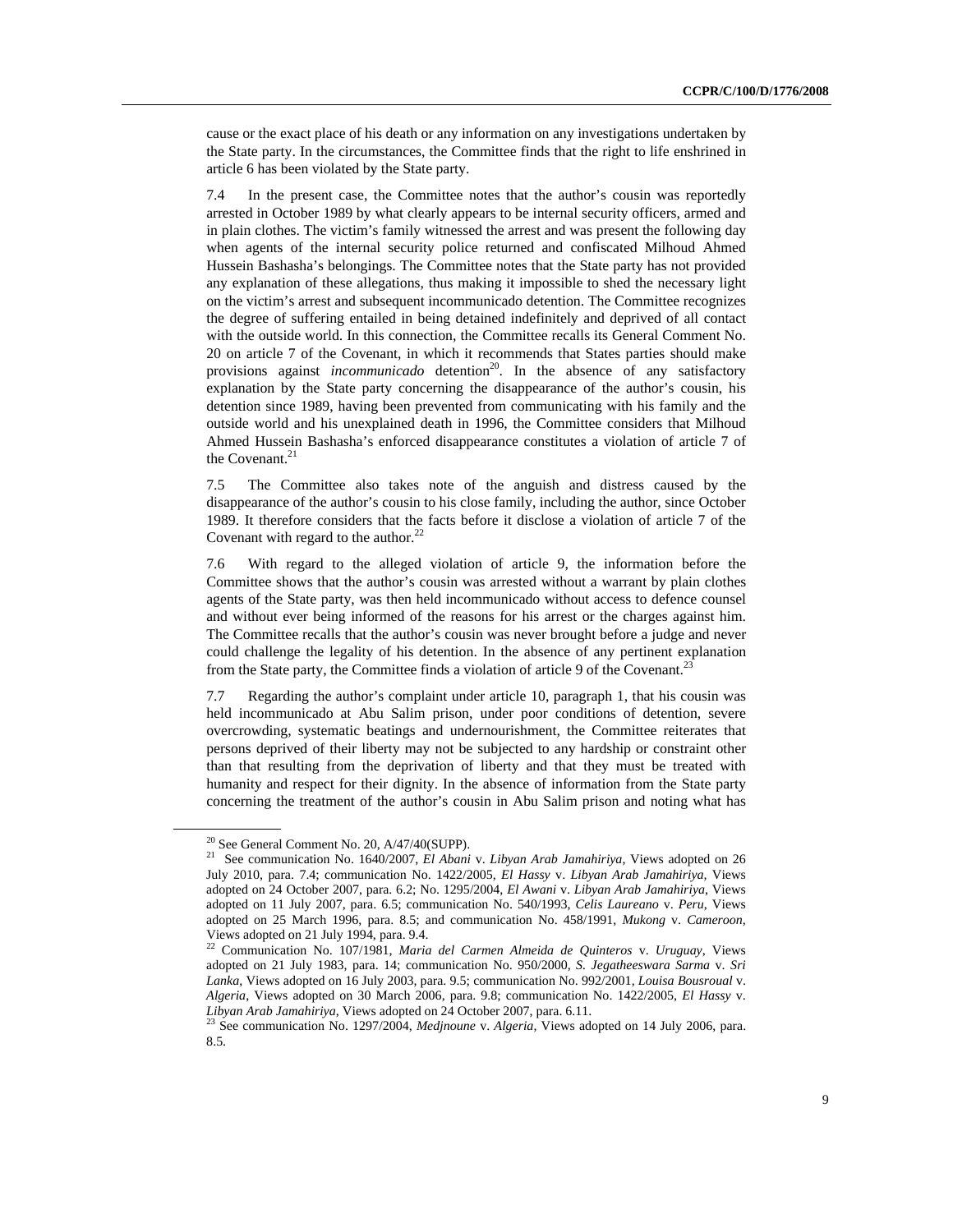cause or the exact place of his death or any information on any investigations undertaken by the State party. In the circumstances, the Committee finds that the right to life enshrined in article 6 has been violated by the State party.

7.4 In the present case, the Committee notes that the author's cousin was reportedly arrested in October 1989 by what clearly appears to be internal security officers, armed and in plain clothes. The victim's family witnessed the arrest and was present the following day when agents of the internal security police returned and confiscated Milhoud Ahmed Hussein Bashasha's belongings. The Committee notes that the State party has not provided any explanation of these allegations, thus making it impossible to shed the necessary light on the victim's arrest and subsequent incommunicado detention. The Committee recognizes the degree of suffering entailed in being detained indefinitely and deprived of all contact with the outside world. In this connection, the Committee recalls its General Comment No. 20 on article 7 of the Covenant, in which it recommends that States parties should make provisions against *incommunicado* detention[20]. In the absence of any satisfactory explanation by the State party concerning the disappearance of the author's cousin, his detention since 1989, having been prevented from communicating with his family and the outside world and his unexplained death in 1996, the Committee considers that Milhoud Ahmed Hussein Bashasha's enforced disappearance constitutes a violation of article 7 of the Covenant.[21]

7.5 The Committee also takes note of the anguish and distress caused by the disappearance of the author's cousin to his close family, including the author, since October 1989. It therefore considers that the facts before it disclose a violation of article 7 of the Covenant with regard to the author.[22]

7.6 With regard to the alleged violation of article 9, the information before the Committee shows that the author's cousin was arrested without a warrant by plain clothes agents of the State party, was then held incommunicado without access to defence counsel and without ever being informed of the reasons for his arrest or the charges against him. The Committee recalls that the author's cousin was never brought before a judge and never could challenge the legality of his detention. In the absence of any pertinent explanation from the State party, the Committee finds a violation of article 9 of the Covenant.[23]

7.7 Regarding the author's complaint under article 10, paragraph 1, that his cousin was held incommunicado at Abu Salim prison, under poor conditions of detention, severe overcrowding, systematic beatings and undernourishment, the Committee reiterates that persons deprived of their liberty may not be subjected to any hardship or constraint other than that resulting from the deprivation of liberty and that they must be treated with humanity and respect for their dignity. In the absence of information from the State party concerning the treatment of the author's cousin in Abu Salim prison and noting what has

---

[20] See General Comment No. 20, A/47/40(SUPP).

[21] See communication No. 1640/2007, *El Abani* v. *Libyan Arab Jamahiriya*, Views adopted on 26 July 2010, para. 7.4; communication No. 1422/2005, *El Hassy* v. *Libyan Arab Jamahiriya*, Views adopted on 24 October 2007, para. 6.2; No. 1295/2004, *El Awani* v. *Libyan Arab Jamahiriya*, Views adopted on 11 July 2007, para. 6.5; communication No. 540/1993, *Celis Laureano* v. *Peru*, Views adopted on 25 March 1996, para. 8.5; and communication No. 458/1991, *Mukong* v. *Cameroon*, Views adopted on 21 July 1994, para. 9.4.

[22] Communication No. 107/1981, *Maria del Carmen Almeida de Quinteros* v. *Uruguay*, Views adopted on 21 July 1983, para. 14; communication No. 950/2000, *S. Jegatheeswara Sarma* v. *Sri Lanka*, Views adopted on 16 July 2003, para. 9.5; communication No. 992/2001, *Louisa Bousroual* v. *Algeria*, Views adopted on 30 March 2006, para. 9.8; communication No. 1422/2005, *El Hassy* v. *Libyan Arab Jamahiriya*, Views adopted on 24 October 2007, para. 6.11.

[23] See communication No. 1297/2004, *Medjnoune* v. *Algeria*, Views adopted on 14 July 2006, para. 8.5.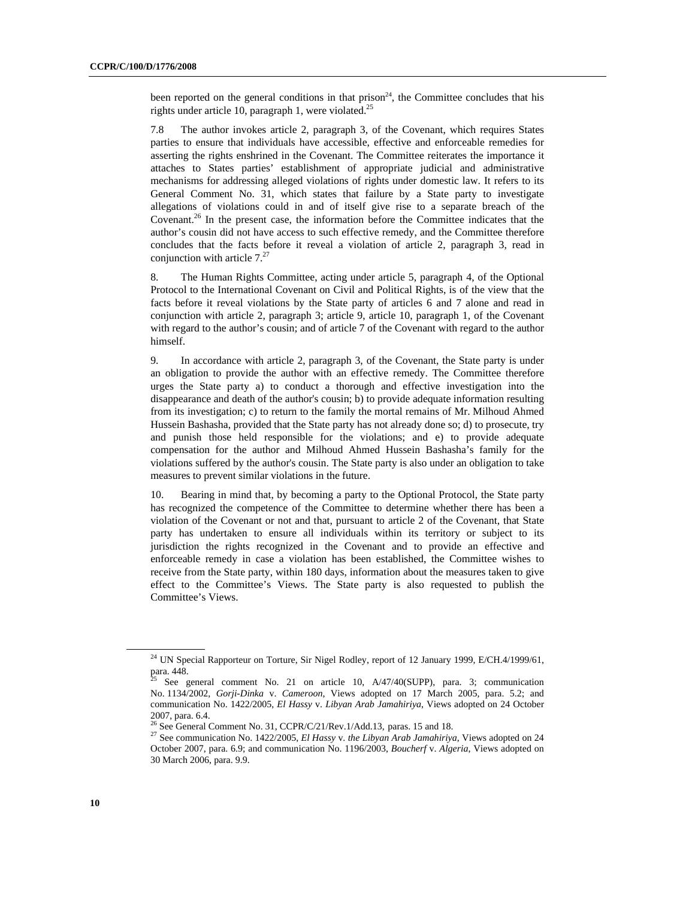been reported on the general conditions in that prison[24], the Committee concludes that his rights under article 10, paragraph 1, were violated.[25]

7.8 The author invokes article 2, paragraph 3, of the Covenant, which requires States parties to ensure that individuals have accessible, effective and enforceable remedies for asserting the rights enshrined in the Covenant. The Committee reiterates the importance it attaches to States parties' establishment of appropriate judicial and administrative mechanisms for addressing alleged violations of rights under domestic law. It refers to its General Comment No. 31, which states that failure by a State party to investigate allegations of violations could in and of itself give rise to a separate breach of the Covenant.[26] In the present case, the information before the Committee indicates that the author's cousin did not have access to such effective remedy, and the Committee therefore concludes that the facts before it reveal a violation of article 2, paragraph 3, read in conjunction with article 7.[27]

8. The Human Rights Committee, acting under article 5, paragraph 4, of the Optional Protocol to the International Covenant on Civil and Political Rights, is of the view that the facts before it reveal violations by the State party of articles 6 and 7 alone and read in conjunction with article 2, paragraph 3; article 9, article 10, paragraph 1, of the Covenant with regard to the author's cousin; and of article 7 of the Covenant with regard to the author himself.

9. In accordance with article 2, paragraph 3, of the Covenant, the State party is under an obligation to provide the author with an effective remedy. The Committee therefore urges the State party a) to conduct a thorough and effective investigation into the disappearance and death of the author's cousin; b) to provide adequate information resulting from its investigation; c) to return to the family the mortal remains of Mr. Milhoud Ahmed Hussein Bashasha, provided that the State party has not already done so; d) to prosecute, try and punish those held responsible for the violations; and e) to provide adequate compensation for the author and Milhoud Ahmed Hussein Bashasha's family for the violations suffered by the author's cousin. The State party is also under an obligation to take measures to prevent similar violations in the future.

10. Bearing in mind that, by becoming a party to the Optional Protocol, the State party has recognized the competence of the Committee to determine whether there has been a violation of the Covenant or not and that, pursuant to article 2 of the Covenant, that State party has undertaken to ensure all individuals within its territory or subject to its jurisdiction the rights recognized in the Covenant and to provide an effective and enforceable remedy in case a violation has been established, the Committee wishes to receive from the State party, within 180 days, information about the measures taken to give effect to the Committee's Views. The State party is also requested to publish the Committee's Views.

---

[24] UN Special Rapporteur on Torture, Sir Nigel Rodley, report of 12 January 1999, E/CN.4/1999/61, para. 448.

[25] See general comment No. 21 on article 10, A/47/40(SUPP), para. 3; communication No. 1134/2002, *Gorji-Dinka* v. *Cameroon*, Views adopted on 17 March 2005, para. 5.2; and communication No. 1422/2005, *El Hassy* v. *Libyan Arab Jamahiriya*, Views adopted on 24 October 2007, para. 6.4.

[26] See General Comment No. 31, CCPR/C/21/Rev.1/Add.13, paras. 15 and 18.

[27] See communication No. 1422/2005, *El Hassy* v. *the Libyan Arab Jamahiriya*, Views adopted on 24 October 2007, para. 6.9; and communication No. 1196/2003, *Boucherf* v. *Algeria*, Views adopted on 30 March 2006, para. 9.9.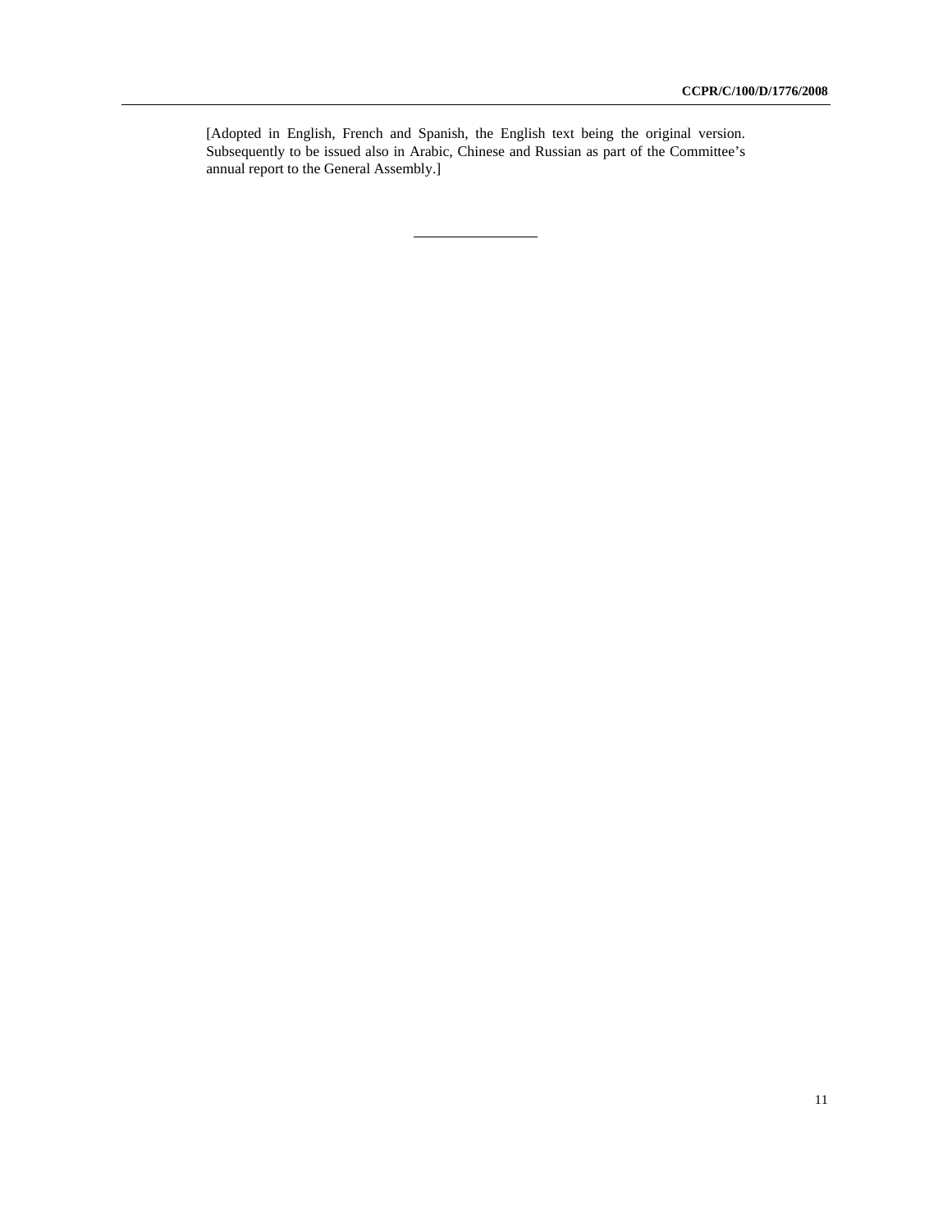[Adopted in English, French and Spanish, the English text being the original version. Subsequently to be issued also in Arabic, Chinese and Russian as part of the Committee's annual report to the General Assembly.]